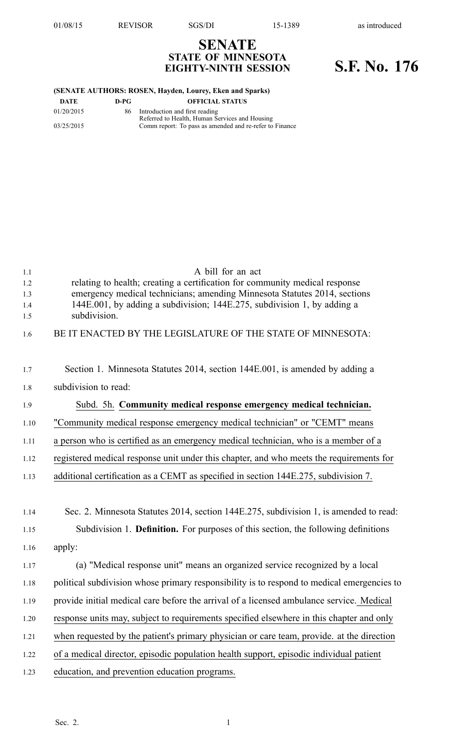01/08/15 REVISOR SGS/DI 15-1389 as introduced

# SENATE
## STATE OF MINNESOTA
## EIGHTY-NINTH SESSION

# S.F. No. 176

**(SENATE AUTHORS: ROSEN, Hayden, Lourey, Eken and Sparks)**

| DATE | D-PG | OFFICIAL STATUS |
|---|---|---|
| 01/20/2015 | 86 | Introduction and first reading<br>Referred to Health, Human Services and Housing |
| 03/25/2015 | | Comm report: To pass as amended and re-refer to Finance |

1.1 A bill for an act
1.2 relating to health; creating a certification for community medical response
1.3 emergency medical technicians; amending Minnesota Statutes 2014, sections
1.4 144E.001, by adding a subdivision; 144E.275, subdivision 1, by adding a
1.5 subdivision.

1.6 BE IT ENACTED BY THE LEGISLATURE OF THE STATE OF MINNESOTA:

1.7 Section 1. Minnesota Statutes 2014, section 144E.001, is amended by adding a
1.8 subdivision to read:

1.9 Subd. 5h. **Community medical response emergency medical technician.**
1.10 "Community medical response emergency medical technician" or "CEMT" means
1.11 a person who is certified as an emergency medical technician, who is a member of a
1.12 registered medical response unit under this chapter, and who meets the requirements for
1.13 additional certification as a CEMT as specified in section 144E.275, subdivision 7.

1.14 Sec. 2. Minnesota Statutes 2014, section 144E.275, subdivision 1, is amended to read:
1.15 Subdivision 1. **Definition.** For purposes of this section, the following definitions
1.16 apply:
1.17 (a) "Medical response unit" means an organized service recognized by a local
1.18 political subdivision whose primary responsibility is to respond to medical emergencies to
1.19 provide initial medical care before the arrival of a licensed ambulance service. Medical
1.20 response units may, subject to requirements specified elsewhere in this chapter and only
1.21 when requested by the patient's primary physician or care team, provide. at the direction
1.22 of a medical director, episodic population health support, episodic individual patient
1.23 education, and prevention education programs.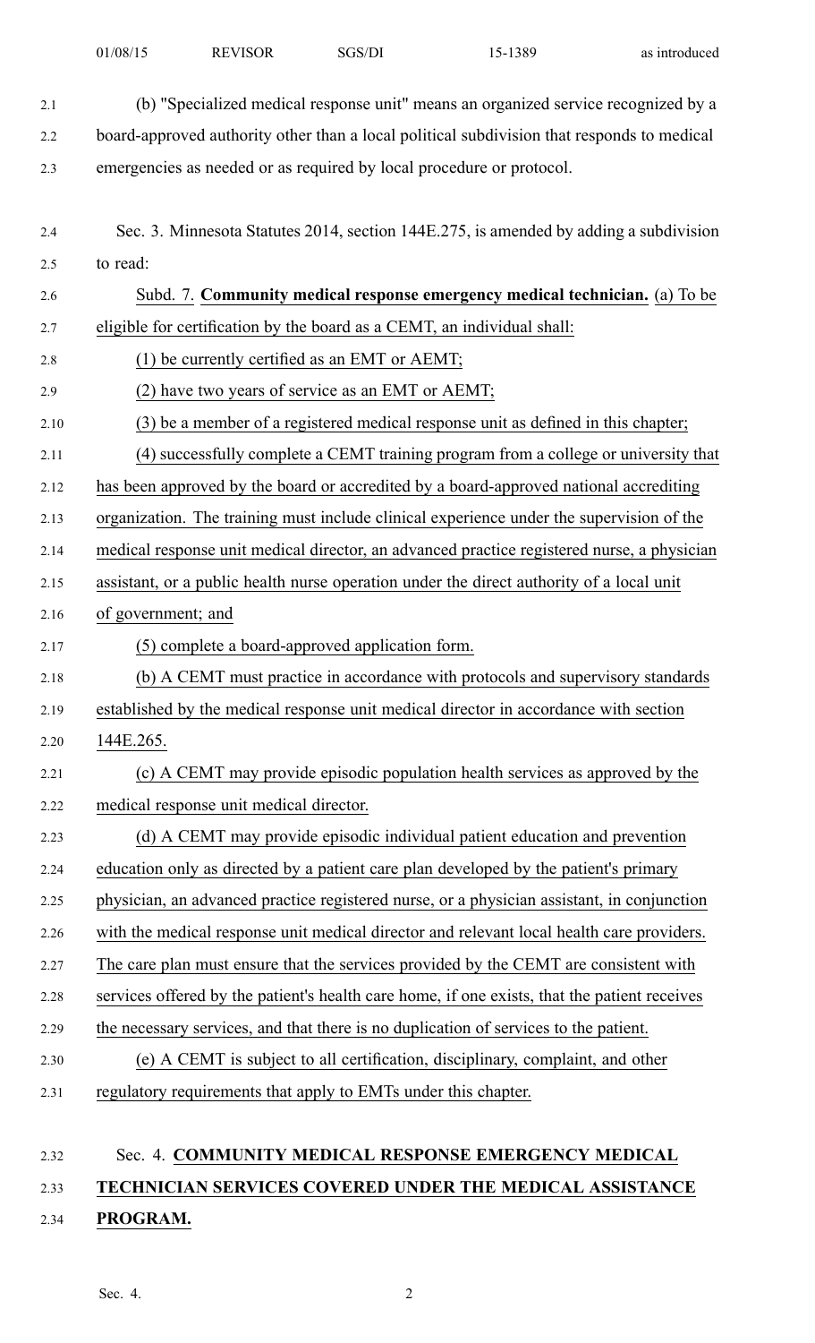(b) "Specialized medical response unit" means an organized service recognized by a board-approved authority other than a local political subdivision that responds to medical emergencies as needed or as required by local procedure or protocol.

Sec. 3. Minnesota Statutes 2014, section 144E.275, is amended by adding a subdivision to read:

Subd. 7. **Community medical response emergency medical technician.** (a) To be eligible for certification by the board as a CEMT, an individual shall:

(1) be currently certified as an EMT or AEMT;

(2) have two years of service as an EMT or AEMT;

(3) be a member of a registered medical response unit as defined in this chapter;

(4) successfully complete a CEMT training program from a college or university that has been approved by the board or accredited by a board-approved national accrediting organization. The training must include clinical experience under the supervision of the medical response unit medical director, an advanced practice registered nurse, a physician assistant, or a public health nurse operation under the direct authority of a local unit of government; and

(5) complete a board-approved application form.

(b) A CEMT must practice in accordance with protocols and supervisory standards established by the medical response unit medical director in accordance with section 144E.265.

(c) A CEMT may provide episodic population health services as approved by the medical response unit medical director.

(d) A CEMT may provide episodic individual patient education and prevention education only as directed by a patient care plan developed by the patient's primary physician, an advanced practice registered nurse, or a physician assistant, in conjunction with the medical response unit medical director and relevant local health care providers. The care plan must ensure that the services provided by the CEMT are consistent with services offered by the patient's health care home, if one exists, that the patient receives the necessary services, and that there is no duplication of services to the patient.

(e) A CEMT is subject to all certification, disciplinary, complaint, and other regulatory requirements that apply to EMTs under this chapter.

Sec. 4. **COMMUNITY MEDICAL RESPONSE EMERGENCY MEDICAL TECHNICIAN SERVICES COVERED UNDER THE MEDICAL ASSISTANCE PROGRAM.**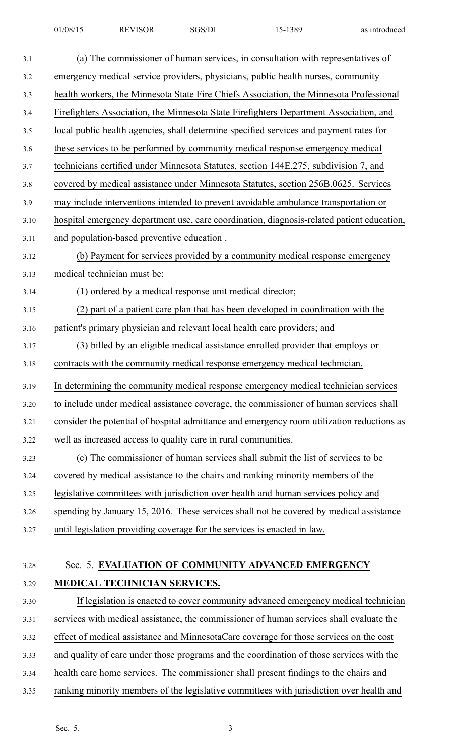(a) The commissioner of human services, in consultation with representatives of emergency medical service providers, physicians, public health nurses, community health workers, the Minnesota State Fire Chiefs Association, the Minnesota Professional Firefighters Association, the Minnesota State Firefighters Department Association, and local public health agencies, shall determine specified services and payment rates for these services to be performed by community medical response emergency medical technicians certified under Minnesota Statutes, section 144E.275, subdivision 7, and covered by medical assistance under Minnesota Statutes, section 256B.0625. Services may include interventions intended to prevent avoidable ambulance transportation or hospital emergency department use, care coordination, diagnosis-related patient education, and population-based preventive education .

(b) Payment for services provided by a community medical response emergency medical technician must be:

(1) ordered by a medical response unit medical director;

(2) part of a patient care plan that has been developed in coordination with the patient's primary physician and relevant local health care providers; and

(3) billed by an eligible medical assistance enrolled provider that employs or contracts with the community medical response emergency medical technician.

In determining the community medical response emergency medical technician services to include under medical assistance coverage, the commissioner of human services shall consider the potential of hospital admittance and emergency room utilization reductions as well as increased access to quality care in rural communities.

(c) The commissioner of human services shall submit the list of services to be covered by medical assistance to the chairs and ranking minority members of the legislative committees with jurisdiction over health and human services policy and spending by January 15, 2016. These services shall not be covered by medical assistance until legislation providing coverage for the services is enacted in law.

Sec. 5. **EVALUATION OF COMMUNITY ADVANCED EMERGENCY MEDICAL TECHNICIAN SERVICES.**

If legislation is enacted to cover community advanced emergency medical technician services with medical assistance, the commissioner of human services shall evaluate the effect of medical assistance and MinnesotaCare coverage for those services on the cost and quality of care under those programs and the coordination of those services with the health care home services. The commissioner shall present findings to the chairs and ranking minority members of the legislative committees with jurisdiction over health and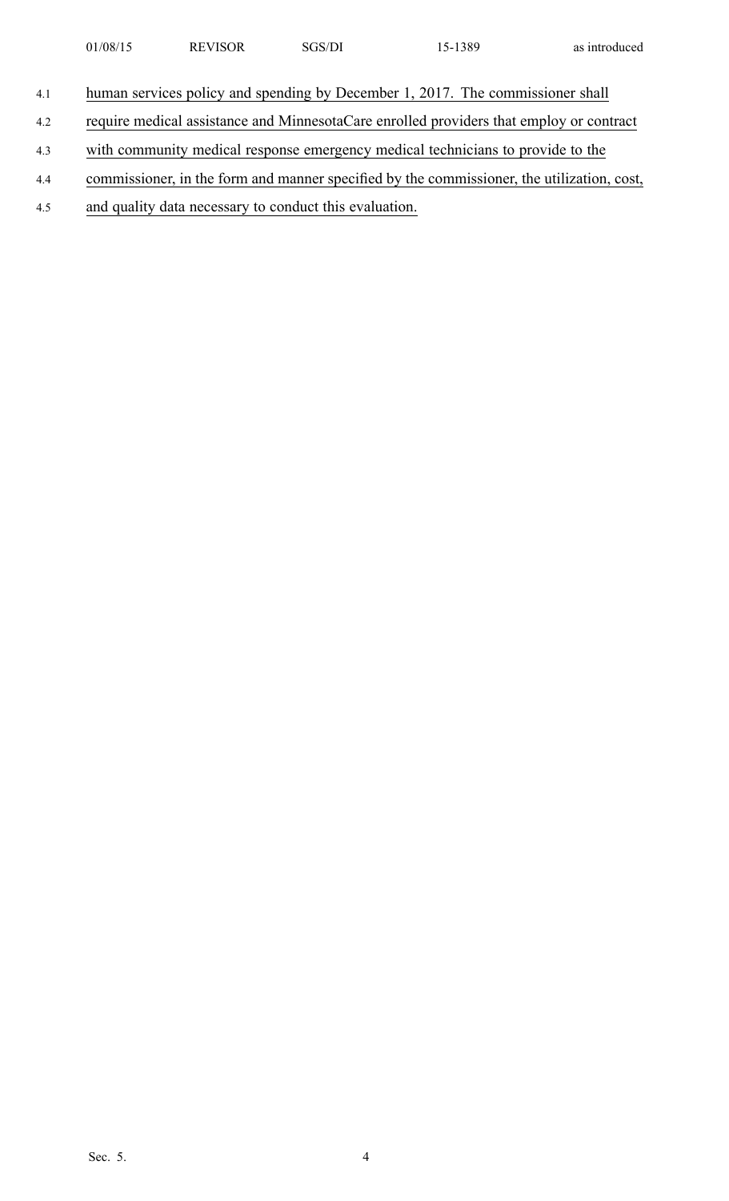human services policy and spending by December 1, 2017. The commissioner shall require medical assistance and MinnesotaCare enrolled providers that employ or contract with community medical response emergency medical technicians to provide to the commissioner, in the form and manner specified by the commissioner, the utilization, cost, and quality data necessary to conduct this evaluation.